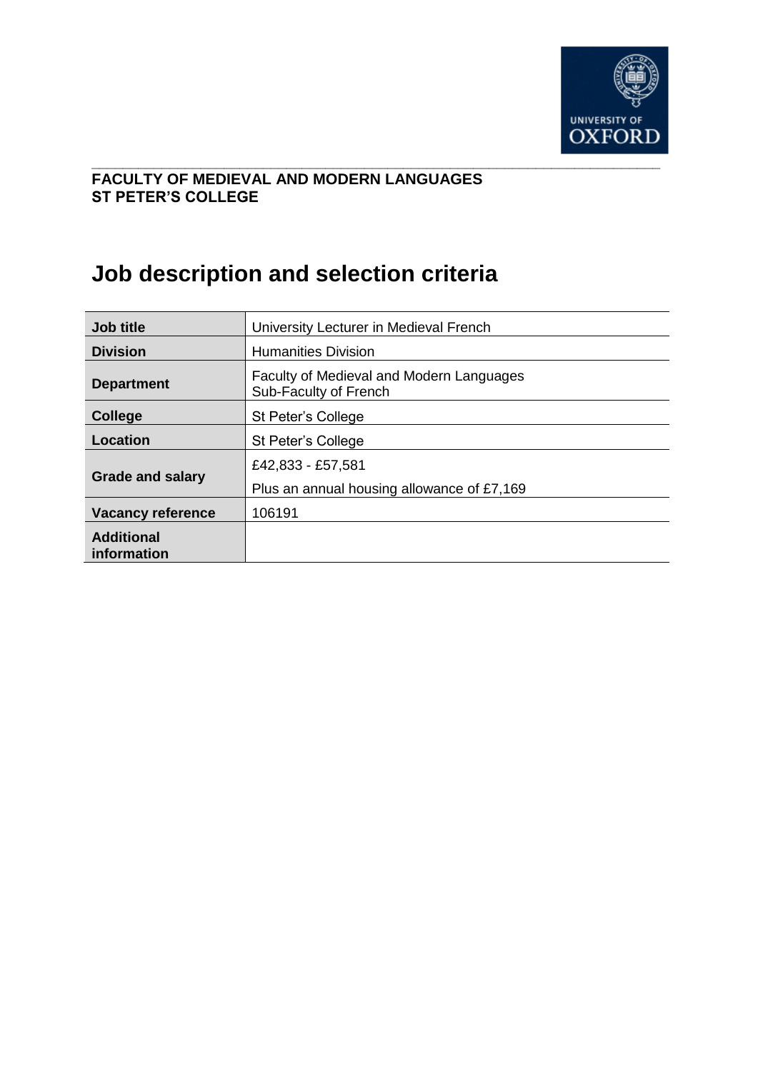**FACULTY OF MEDIEVAL AND MODERN LANGUAGES**
**ST PETER'S COLLEGE**

# Job description and selection criteria

| | |
|---|---|
| **Job title** | University Lecturer in Medieval French |
| **Division** | Humanities Division |
| **Department** | Faculty of Medieval and Modern Languages<br>Sub-Faculty of French |
| **College** | St Peter's College |
| **Location** | St Peter's College |
| **Grade and salary** | £42,833 - £57,581<br>Plus an annual housing allowance of £7,169 |
| **Vacancy reference** | 106191 |
| **Additional information** | |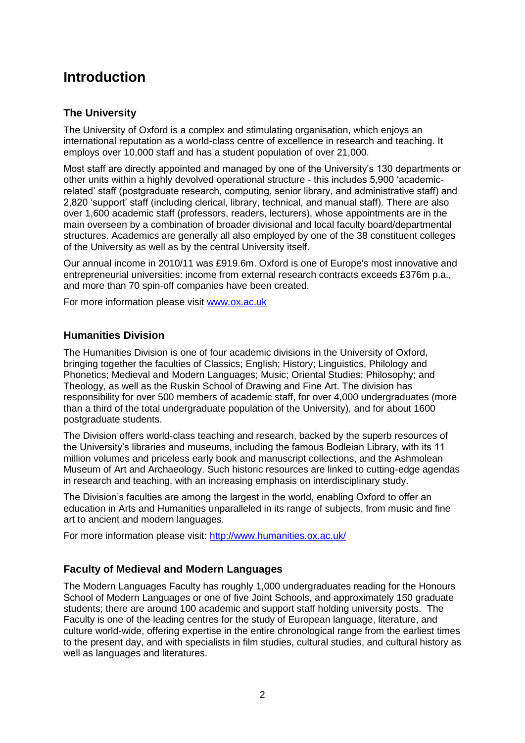# Introduction

## The University

The University of Oxford is a complex and stimulating organisation, which enjoys an international reputation as a world-class centre of excellence in research and teaching. It employs over 10,000 staff and has a student population of over 21,000.

Most staff are directly appointed and managed by one of the University's 130 departments or other units within a highly devolved operational structure - this includes 5,900 'academic-related' staff (postgraduate research, computing, senior library, and administrative staff) and 2,820 'support' staff (including clerical, library, technical, and manual staff). There are also over 1,600 academic staff (professors, readers, lecturers), whose appointments are in the main overseen by a combination of broader divisional and local faculty board/departmental structures. Academics are generally all also employed by one of the 38 constituent colleges of the University as well as by the central University itself.

Our annual income in 2010/11 was £919.6m. Oxford is one of Europe's most innovative and entrepreneurial universities: income from external research contracts exceeds £376m p.a., and more than 70 spin-off companies have been created.

For more information please visit [www.ox.ac.uk](http://www.ox.ac.uk)

## Humanities Division

The Humanities Division is one of four academic divisions in the University of Oxford, bringing together the faculties of Classics; English; History; Linguistics, Philology and Phonetics; Medieval and Modern Languages; Music; Oriental Studies; Philosophy; and Theology, as well as the Ruskin School of Drawing and Fine Art. The division has responsibility for over 500 members of academic staff, for over 4,000 undergraduates (more than a third of the total undergraduate population of the University), and for about 1600 postgraduate students.

The Division offers world-class teaching and research, backed by the superb resources of the University's libraries and museums, including the famous Bodleian Library, with its 11 million volumes and priceless early book and manuscript collections, and the Ashmolean Museum of Art and Archaeology. Such historic resources are linked to cutting-edge agendas in research and teaching, with an increasing emphasis on interdisciplinary study.

The Division's faculties are among the largest in the world, enabling Oxford to offer an education in Arts and Humanities unparalleled in its range of subjects, from music and fine art to ancient and modern languages.

For more information please visit: [http://www.humanities.ox.ac.uk/](http://www.humanities.ox.ac.uk/)

## Faculty of Medieval and Modern Languages

The Modern Languages Faculty has roughly 1,000 undergraduates reading for the Honours School of Modern Languages or one of five Joint Schools, and approximately 150 graduate students; there are around 100 academic and support staff holding university posts. The Faculty is one of the leading centres for the study of European language, literature, and culture world-wide, offering expertise in the entire chronological range from the earliest times to the present day, and with specialists in film studies, cultural studies, and cultural history as well as languages and literatures.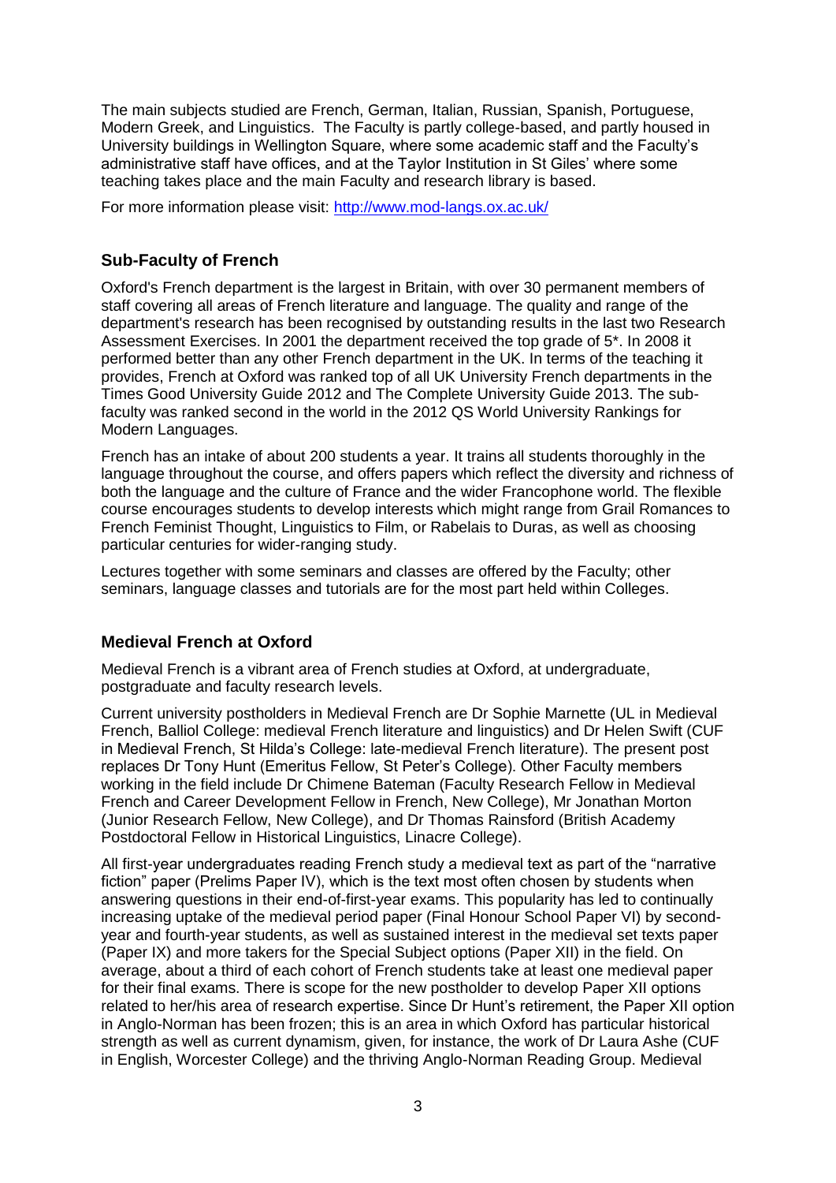The main subjects studied are French, German, Italian, Russian, Spanish, Portuguese, Modern Greek, and Linguistics. The Faculty is partly college-based, and partly housed in University buildings in Wellington Square, where some academic staff and the Faculty's administrative staff have offices, and at the Taylor Institution in St Giles' where some teaching takes place and the main Faculty and research library is based.

For more information please visit: http://www.mod-langs.ox.ac.uk/

## Sub-Faculty of French

Oxford's French department is the largest in Britain, with over 30 permanent members of staff covering all areas of French literature and language. The quality and range of the department's research has been recognised by outstanding results in the last two Research Assessment Exercises. In 2001 the department received the top grade of 5*. In 2008 it performed better than any other French department in the UK. In terms of the teaching it provides, French at Oxford was ranked top of all UK University French departments in the Times Good University Guide 2012 and The Complete University Guide 2013. The sub-faculty was ranked second in the world in the 2012 QS World University Rankings for Modern Languages.

French has an intake of about 200 students a year. It trains all students thoroughly in the language throughout the course, and offers papers which reflect the diversity and richness of both the language and the culture of France and the wider Francophone world. The flexible course encourages students to develop interests which might range from Grail Romances to French Feminist Thought, Linguistics to Film, or Rabelais to Duras, as well as choosing particular centuries for wider-ranging study.

Lectures together with some seminars and classes are offered by the Faculty; other seminars, language classes and tutorials are for the most part held within Colleges.

## Medieval French at Oxford

Medieval French is a vibrant area of French studies at Oxford, at undergraduate, postgraduate and faculty research levels.

Current university postholders in Medieval French are Dr Sophie Marnette (UL in Medieval French, Balliol College: medieval French literature and linguistics) and Dr Helen Swift (CUF in Medieval French, St Hilda's College: late-medieval French literature). The present post replaces Dr Tony Hunt (Emeritus Fellow, St Peter's College). Other Faculty members working in the field include Dr Chimene Bateman (Faculty Research Fellow in Medieval French and Career Development Fellow in French, New College), Mr Jonathan Morton (Junior Research Fellow, New College), and Dr Thomas Rainsford (British Academy Postdoctoral Fellow in Historical Linguistics, Linacre College).

All first-year undergraduates reading French study a medieval text as part of the "narrative fiction" paper (Prelims Paper IV), which is the text most often chosen by students when answering questions in their end-of-first-year exams. This popularity has led to continually increasing uptake of the medieval period paper (Final Honour School Paper VI) by second-year and fourth-year students, as well as sustained interest in the medieval set texts paper (Paper IX) and more takers for the Special Subject options (Paper XII) in the field. On average, about a third of each cohort of French students take at least one medieval paper for their final exams. There is scope for the new postholder to develop Paper XII options related to her/his area of research expertise. Since Dr Hunt's retirement, the Paper XII option in Anglo-Norman has been frozen; this is an area in which Oxford has particular historical strength as well as current dynamism, given, for instance, the work of Dr Laura Ashe (CUF in English, Worcester College) and the thriving Anglo-Norman Reading Group. Medieval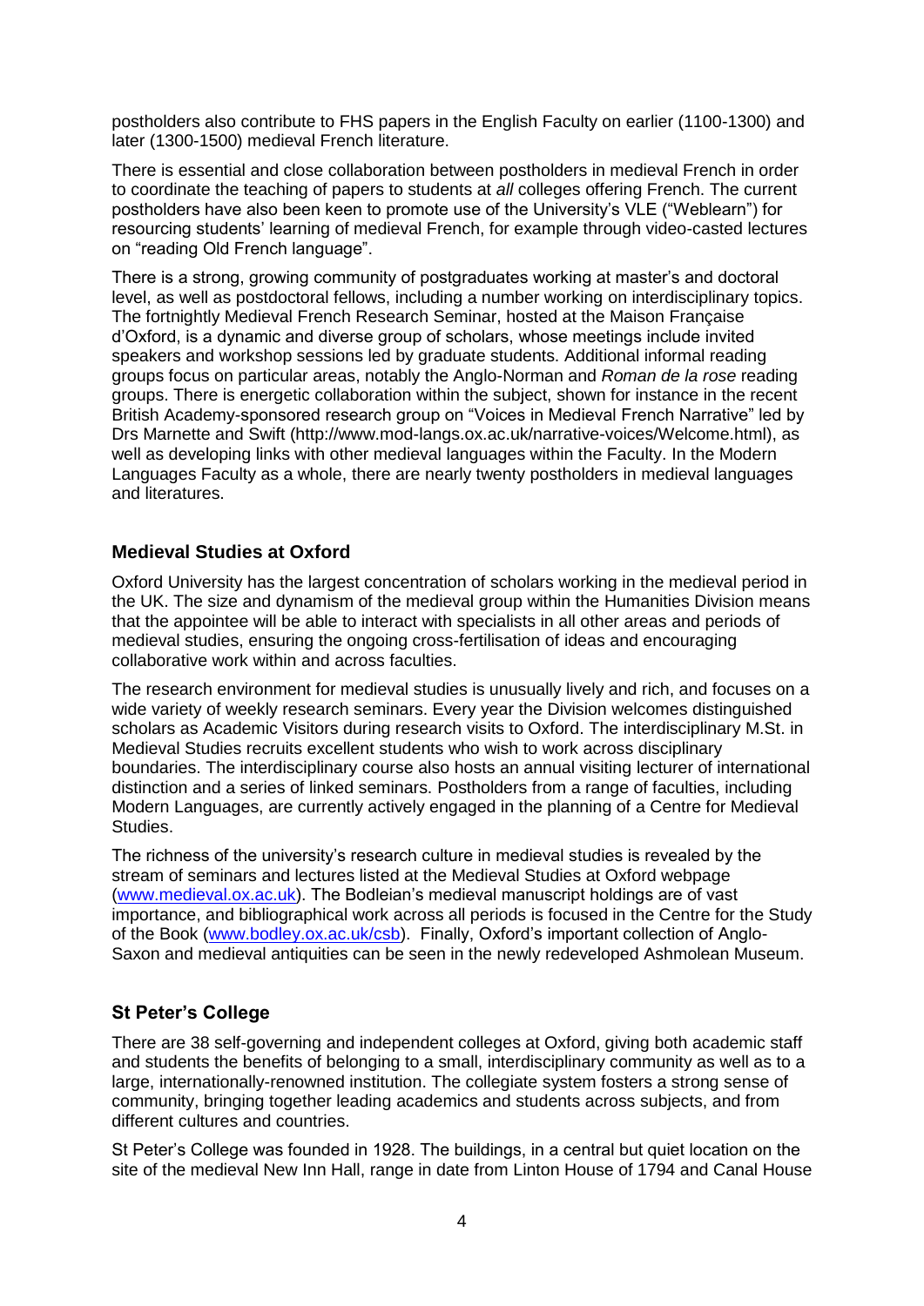postholders also contribute to FHS papers in the English Faculty on earlier (1100-1300) and later (1300-1500) medieval French literature.

There is essential and close collaboration between postholders in medieval French in order to coordinate the teaching of papers to students at *all* colleges offering French. The current postholders have also been keen to promote use of the University's VLE ("Weblearn") for resourcing students' learning of medieval French, for example through video-casted lectures on "reading Old French language".

There is a strong, growing community of postgraduates working at master's and doctoral level, as well as postdoctoral fellows, including a number working on interdisciplinary topics. The fortnightly Medieval French Research Seminar, hosted at the Maison Française d'Oxford, is a dynamic and diverse group of scholars, whose meetings include invited speakers and workshop sessions led by graduate students. Additional informal reading groups focus on particular areas, notably the Anglo-Norman and *Roman de la rose* reading groups. There is energetic collaboration within the subject, shown for instance in the recent British Academy-sponsored research group on "Voices in Medieval French Narrative" led by Drs Marnette and Swift (http://www.mod-langs.ox.ac.uk/narrative-voices/Welcome.html), as well as developing links with other medieval languages within the Faculty. In the Modern Languages Faculty as a whole, there are nearly twenty postholders in medieval languages and literatures.

## Medieval Studies at Oxford

Oxford University has the largest concentration of scholars working in the medieval period in the UK. The size and dynamism of the medieval group within the Humanities Division means that the appointee will be able to interact with specialists in all other areas and periods of medieval studies, ensuring the ongoing cross-fertilisation of ideas and encouraging collaborative work within and across faculties.

The research environment for medieval studies is unusually lively and rich, and focuses on a wide variety of weekly research seminars. Every year the Division welcomes distinguished scholars as Academic Visitors during research visits to Oxford. The interdisciplinary M.St. in Medieval Studies recruits excellent students who wish to work across disciplinary boundaries. The interdisciplinary course also hosts an annual visiting lecturer of international distinction and a series of linked seminars. Postholders from a range of faculties, including Modern Languages, are currently actively engaged in the planning of a Centre for Medieval Studies.

The richness of the university's research culture in medieval studies is revealed by the stream of seminars and lectures listed at the Medieval Studies at Oxford webpage (www.medieval.ox.ac.uk). The Bodleian's medieval manuscript holdings are of vast importance, and bibliographical work across all periods is focused in the Centre for the Study of the Book (www.bodley.ox.ac.uk/csb). Finally, Oxford's important collection of Anglo-Saxon and medieval antiquities can be seen in the newly redeveloped Ashmolean Museum.

## St Peter's College

There are 38 self-governing and independent colleges at Oxford, giving both academic staff and students the benefits of belonging to a small, interdisciplinary community as well as to a large, internationally-renowned institution. The collegiate system fosters a strong sense of community, bringing together leading academics and students across subjects, and from different cultures and countries.

St Peter's College was founded in 1928. The buildings, in a central but quiet location on the site of the medieval New Inn Hall, range in date from Linton House of 1794 and Canal House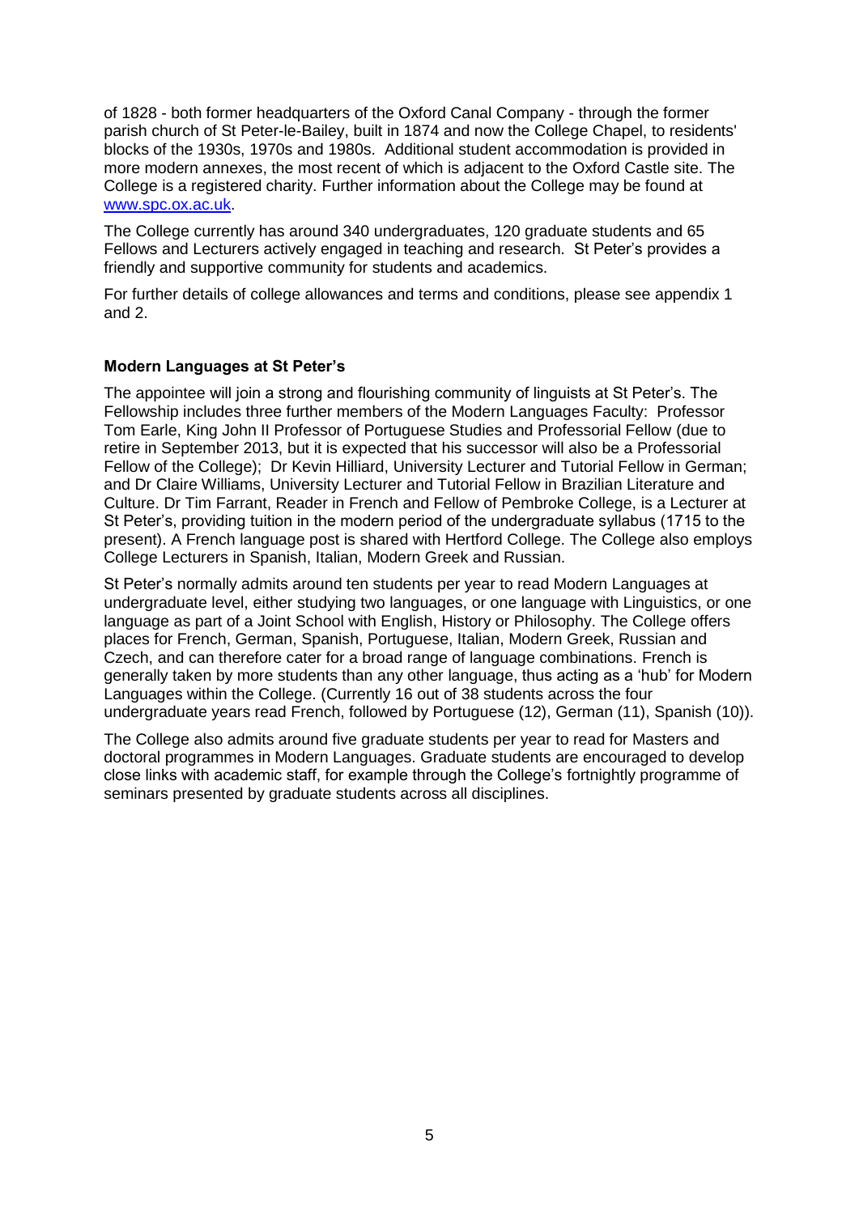of 1828 - both former headquarters of the Oxford Canal Company - through the former parish church of St Peter-le-Bailey, built in 1874 and now the College Chapel, to residents' blocks of the 1930s, 1970s and 1980s. Additional student accommodation is provided in more modern annexes, the most recent of which is adjacent to the Oxford Castle site. The College is a registered charity. Further information about the College may be found at [www.spc.ox.ac.uk](http://www.spc.ox.ac.uk).

The College currently has around 340 undergraduates, 120 graduate students and 65 Fellows and Lecturers actively engaged in teaching and research. St Peter's provides a friendly and supportive community for students and academics.

For further details of college allowances and terms and conditions, please see appendix 1 and 2.

**Modern Languages at St Peter's**

The appointee will join a strong and flourishing community of linguists at St Peter's. The Fellowship includes three further members of the Modern Languages Faculty: Professor Tom Earle, King John II Professor of Portuguese Studies and Professorial Fellow (due to retire in September 2013, but it is expected that his successor will also be a Professorial Fellow of the College); Dr Kevin Hilliard, University Lecturer and Tutorial Fellow in German; and Dr Claire Williams, University Lecturer and Tutorial Fellow in Brazilian Literature and Culture. Dr Tim Farrant, Reader in French and Fellow of Pembroke College, is a Lecturer at St Peter's, providing tuition in the modern period of the undergraduate syllabus (1715 to the present). A French language post is shared with Hertford College. The College also employs College Lecturers in Spanish, Italian, Modern Greek and Russian.

St Peter's normally admits around ten students per year to read Modern Languages at undergraduate level, either studying two languages, or one language with Linguistics, or one language as part of a Joint School with English, History or Philosophy. The College offers places for French, German, Spanish, Portuguese, Italian, Modern Greek, Russian and Czech, and can therefore cater for a broad range of language combinations. French is generally taken by more students than any other language, thus acting as a 'hub' for Modern Languages within the College. (Currently 16 out of 38 students across the four undergraduate years read French, followed by Portuguese (12), German (11), Spanish (10)).

The College also admits around five graduate students per year to read for Masters and doctoral programmes in Modern Languages. Graduate students are encouraged to develop close links with academic staff, for example through the College's fortnightly programme of seminars presented by graduate students across all disciplines.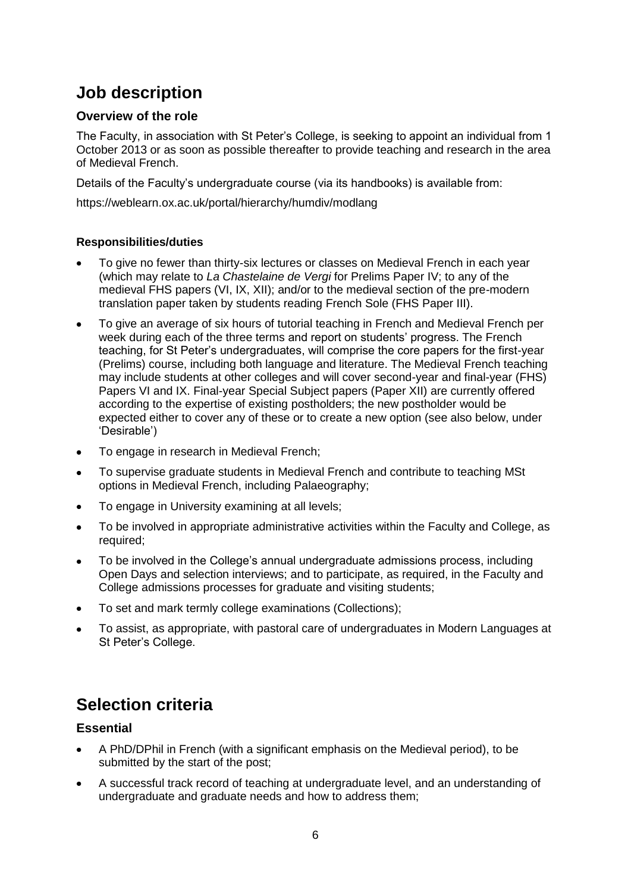# Job description

### Overview of the role

The Faculty, in association with St Peter's College, is seeking to appoint an individual from 1 October 2013 or as soon as possible thereafter to provide teaching and research in the area of Medieval French.

Details of the Faculty's undergraduate course (via its handbooks) is available from:

https://weblearn.ox.ac.uk/portal/hierarchy/humdiv/modlang

#### Responsibilities/duties

- To give no fewer than thirty-six lectures or classes on Medieval French in each year (which may relate to *La Chastelaine de Vergi* for Prelims Paper IV; to any of the medieval FHS papers (VI, IX, XII); and/or to the medieval section of the pre-modern translation paper taken by students reading French Sole (FHS Paper III).
- To give an average of six hours of tutorial teaching in French and Medieval French per week during each of the three terms and report on students' progress. The French teaching, for St Peter's undergraduates, will comprise the core papers for the first-year (Prelims) course, including both language and literature. The Medieval French teaching may include students at other colleges and will cover second-year and final-year (FHS) Papers VI and IX. Final-year Special Subject papers (Paper XII) are currently offered according to the expertise of existing postholders; the new postholder would be expected either to cover any of these or to create a new option (see also below, under 'Desirable')
- To engage in research in Medieval French;
- To supervise graduate students in Medieval French and contribute to teaching MSt options in Medieval French, including Palaeography;
- To engage in University examining at all levels;
- To be involved in appropriate administrative activities within the Faculty and College, as required;
- To be involved in the College's annual undergraduate admissions process, including Open Days and selection interviews; and to participate, as required, in the Faculty and College admissions processes for graduate and visiting students;
- To set and mark termly college examinations (Collections);
- To assist, as appropriate, with pastoral care of undergraduates in Modern Languages at St Peter's College.

# Selection criteria

### Essential

- A PhD/DPhil in French (with a significant emphasis on the Medieval period), to be submitted by the start of the post;
- A successful track record of teaching at undergraduate level, and an understanding of undergraduate and graduate needs and how to address them;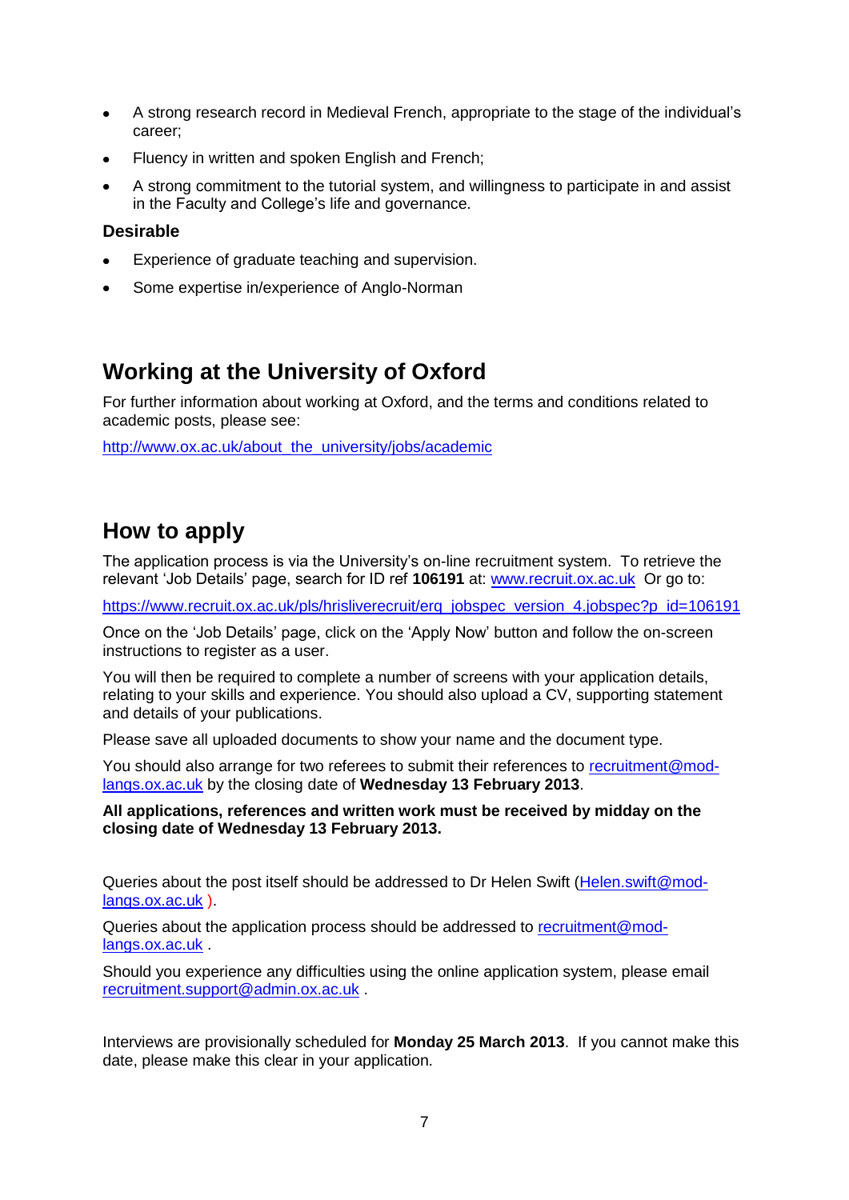- A strong research record in Medieval French, appropriate to the stage of the individual's career;
- Fluency in written and spoken English and French;
- A strong commitment to the tutorial system, and willingness to participate in and assist in the Faculty and College's life and governance.

**Desirable**

- Experience of graduate teaching and supervision.
- Some expertise in/experience of Anglo-Norman

## Working at the University of Oxford

For further information about working at Oxford, and the terms and conditions related to academic posts, please see:

http://www.ox.ac.uk/about_the_university/jobs/academic

## How to apply

The application process is via the University's on-line recruitment system. To retrieve the relevant 'Job Details' page, search for ID ref **106191** at: www.recruit.ox.ac.uk Or go to:

https://www.recruit.ox.ac.uk/pls/hrisliverecruit/erq_jobspec_version_4.jobspec?p_id=106191

Once on the 'Job Details' page, click on the 'Apply Now' button and follow the on-screen instructions to register as a user.

You will then be required to complete a number of screens with your application details, relating to your skills and experience. You should also upload a CV, supporting statement and details of your publications.

Please save all uploaded documents to show your name and the document type.

You should also arrange for two referees to submit their references to recruitment@mod-langs.ox.ac.uk by the closing date of **Wednesday 13 February 2013**.

**All applications, references and written work must be received by midday on the closing date of Wednesday 13 February 2013.**

Queries about the post itself should be addressed to Dr Helen Swift (Helen.swift@mod-langs.ox.ac.uk ).

Queries about the application process should be addressed to recruitment@mod-langs.ox.ac.uk .

Should you experience any difficulties using the online application system, please email recruitment.support@admin.ox.ac.uk .

Interviews are provisionally scheduled for **Monday 25 March 2013**. If you cannot make this date, please make this clear in your application.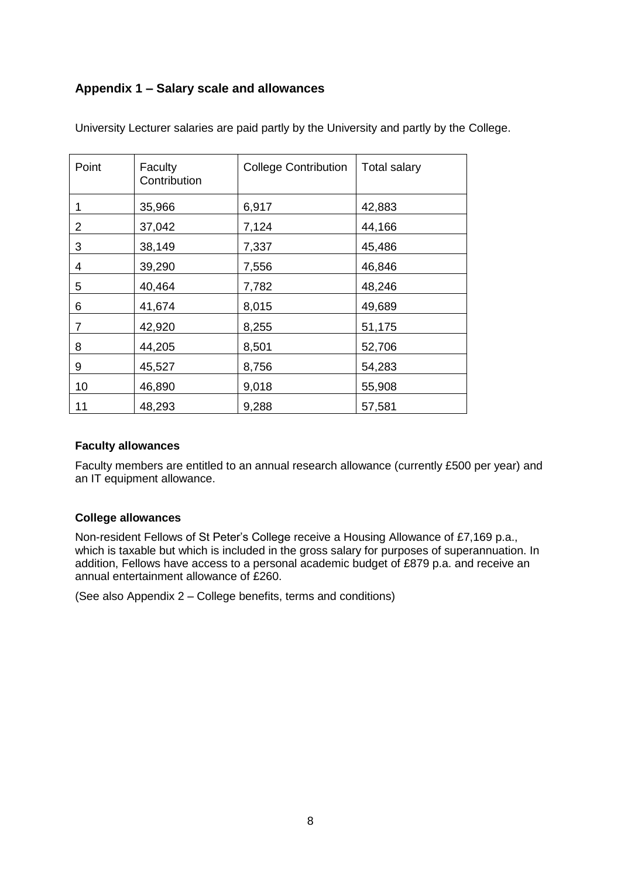## Appendix 1 – Salary scale and allowances

University Lecturer salaries are paid partly by the University and partly by the College.

| Point | Faculty Contribution | College Contribution | Total salary |
|---|---|---|---|
| 1 | 35,966 | 6,917 | 42,883 |
| 2 | 37,042 | 7,124 | 44,166 |
| 3 | 38,149 | 7,337 | 45,486 |
| 4 | 39,290 | 7,556 | 46,846 |
| 5 | 40,464 | 7,782 | 48,246 |
| 6 | 41,674 | 8,015 | 49,689 |
| 7 | 42,920 | 8,255 | 51,175 |
| 8 | 44,205 | 8,501 | 52,706 |
| 9 | 45,527 | 8,756 | 54,283 |
| 10 | 46,890 | 9,018 | 55,908 |
| 11 | 48,293 | 9,288 | 57,581 |

**Faculty allowances**

Faculty members are entitled to an annual research allowance (currently £500 per year) and an IT equipment allowance.

**College allowances**

Non-resident Fellows of St Peter's College receive a Housing Allowance of £7,169 p.a., which is taxable but which is included in the gross salary for purposes of superannuation. In addition, Fellows have access to a personal academic budget of £879 p.a. and receive an annual entertainment allowance of £260.

(See also Appendix 2 – College benefits, terms and conditions)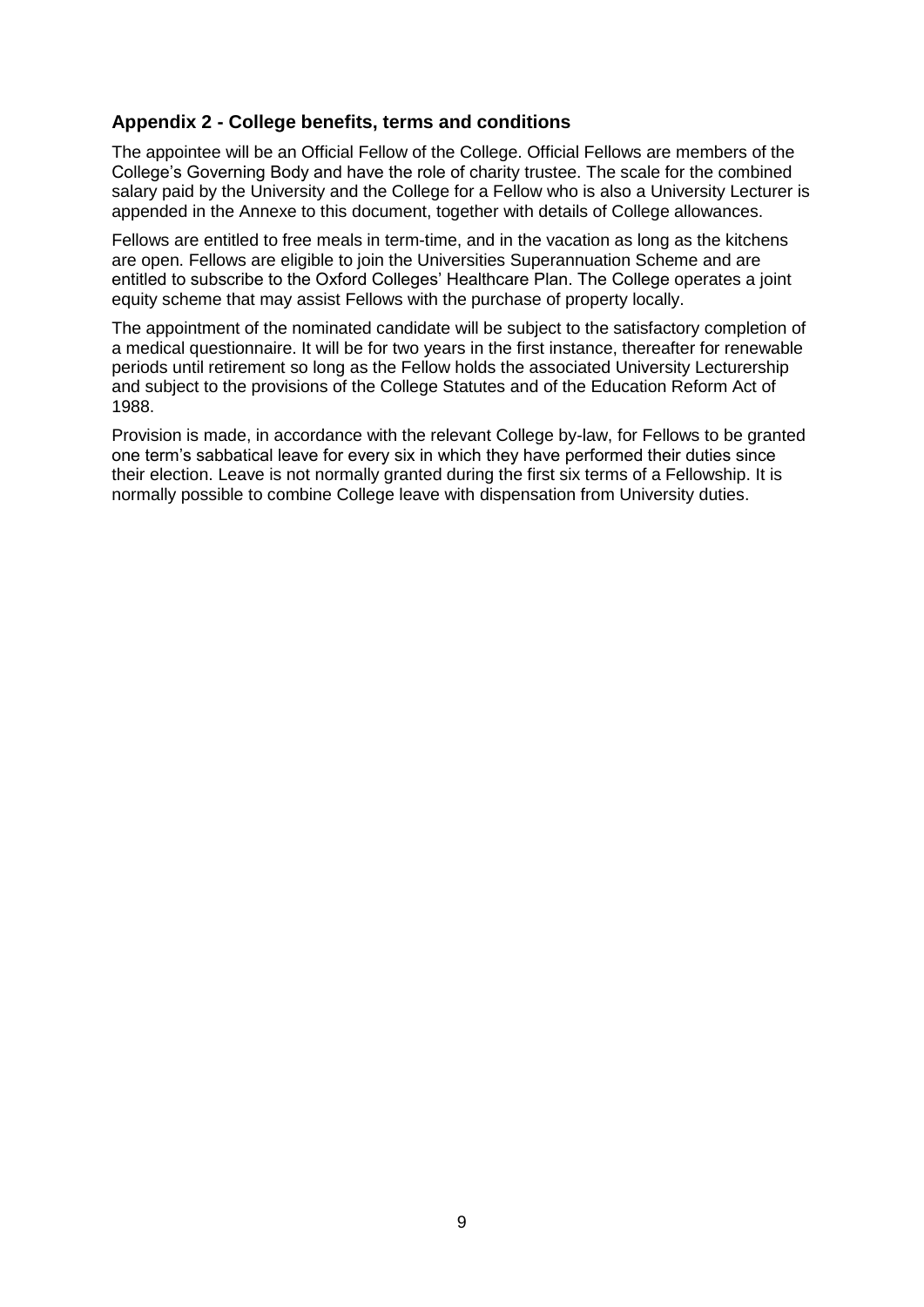## Appendix 2 - College benefits, terms and conditions

The appointee will be an Official Fellow of the College. Official Fellows are members of the College's Governing Body and have the role of charity trustee. The scale for the combined salary paid by the University and the College for a Fellow who is also a University Lecturer is appended in the Annexe to this document, together with details of College allowances.

Fellows are entitled to free meals in term-time, and in the vacation as long as the kitchens are open. Fellows are eligible to join the Universities Superannuation Scheme and are entitled to subscribe to the Oxford Colleges' Healthcare Plan. The College operates a joint equity scheme that may assist Fellows with the purchase of property locally.

The appointment of the nominated candidate will be subject to the satisfactory completion of a medical questionnaire. It will be for two years in the first instance, thereafter for renewable periods until retirement so long as the Fellow holds the associated University Lecturership and subject to the provisions of the College Statutes and of the Education Reform Act of 1988.

Provision is made, in accordance with the relevant College by-law, for Fellows to be granted one term's sabbatical leave for every six in which they have performed their duties since their election. Leave is not normally granted during the first six terms of a Fellowship. It is normally possible to combine College leave with dispensation from University duties.